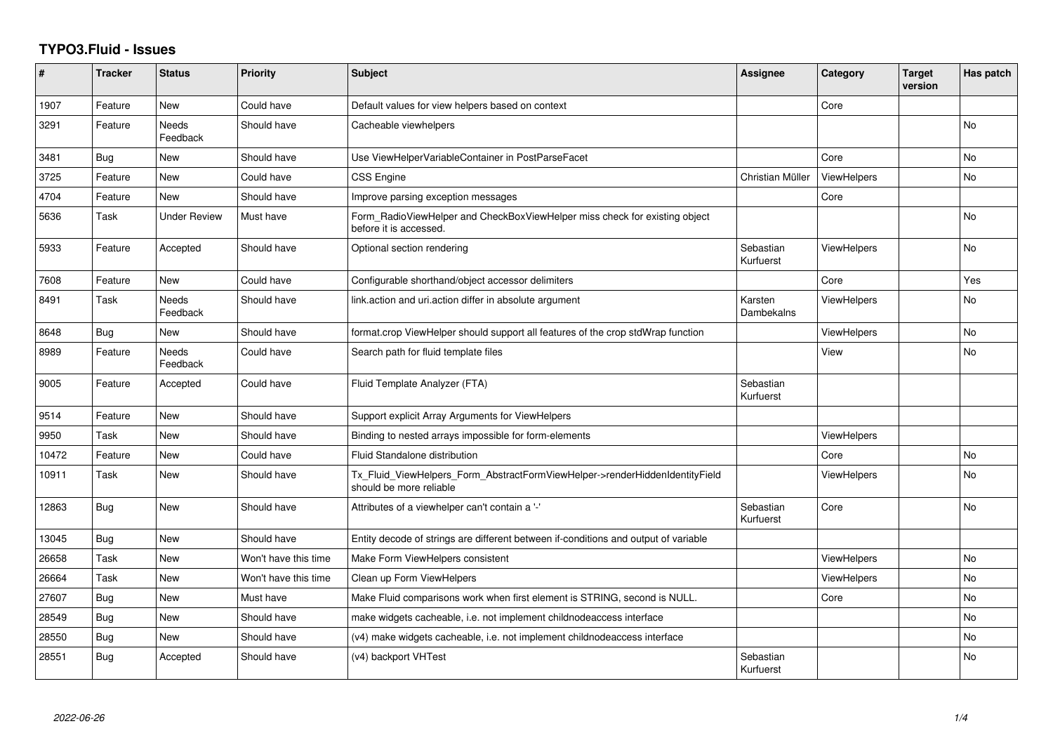# TYPO3.Fluid - Issues

| # | Tracker | Status | Priority | Subject | Assignee | Category | Target version | Has patch |
|---|---|---|---|---|---|---|---|---|
| 1907 | Feature | New | Could have | Default values for view helpers based on context | | Core | | |
| 3291 | Feature | Needs Feedback | Should have | Cacheable viewhelpers | | | | No |
| 3481 | Bug | New | Should have | Use ViewHelperVariableContainer in PostParseFacet | | Core | | No |
| 3725 | Feature | New | Could have | CSS Engine | Christian Müller | ViewHelpers | | No |
| 4704 | Feature | New | Should have | Improve parsing exception messages | | Core | | |
| 5636 | Task | Under Review | Must have | Form_RadioViewHelper and CheckBoxViewHelper miss check for existing object before it is accessed. | | | | No |
| 5933 | Feature | Accepted | Should have | Optional section rendering | Sebastian Kurfuerst | ViewHelpers | | No |
| 7608 | Feature | New | Could have | Configurable shorthand/object accessor delimiters | | Core | | Yes |
| 8491 | Task | Needs Feedback | Should have | link.action and uri.action differ in absolute argument | Karsten Dambekalns | ViewHelpers | | No |
| 8648 | Bug | New | Should have | format.crop ViewHelper should support all features of the crop stdWrap function | | ViewHelpers | | No |
| 8989 | Feature | Needs Feedback | Could have | Search path for fluid template files | | View | | No |
| 9005 | Feature | Accepted | Could have | Fluid Template Analyzer (FTA) | Sebastian Kurfuerst | | | |
| 9514 | Feature | New | Should have | Support explicit Array Arguments for ViewHelpers | | | | |
| 9950 | Task | New | Should have | Binding to nested arrays impossible for form-elements | | ViewHelpers | | |
| 10472 | Feature | New | Could have | Fluid Standalone distribution | | Core | | No |
| 10911 | Task | New | Should have | Tx_Fluid_ViewHelpers_Form_AbstractFormViewHelper->renderHiddenIdentityField should be more reliable | | ViewHelpers | | No |
| 12863 | Bug | New | Should have | Attributes of a viewhelper can't contain a '-' | Sebastian Kurfuerst | Core | | No |
| 13045 | Bug | New | Should have | Entity decode of strings are different between if-conditions and output of variable | | | | |
| 26658 | Task | New | Won't have this time | Make Form ViewHelpers consistent | | ViewHelpers | | No |
| 26664 | Task | New | Won't have this time | Clean up Form ViewHelpers | | ViewHelpers | | No |
| 27607 | Bug | New | Must have | Make Fluid comparisons work when first element is STRING, second is NULL. | | Core | | No |
| 28549 | Bug | New | Should have | make widgets cacheable, i.e. not implement childnodeaccess interface | | | | No |
| 28550 | Bug | New | Should have | (v4) make widgets cacheable, i.e. not implement childnodeaccess interface | | | | No |
| 28551 | Bug | Accepted | Should have | (v4) backport VHTest | Sebastian Kurfuerst | | | No |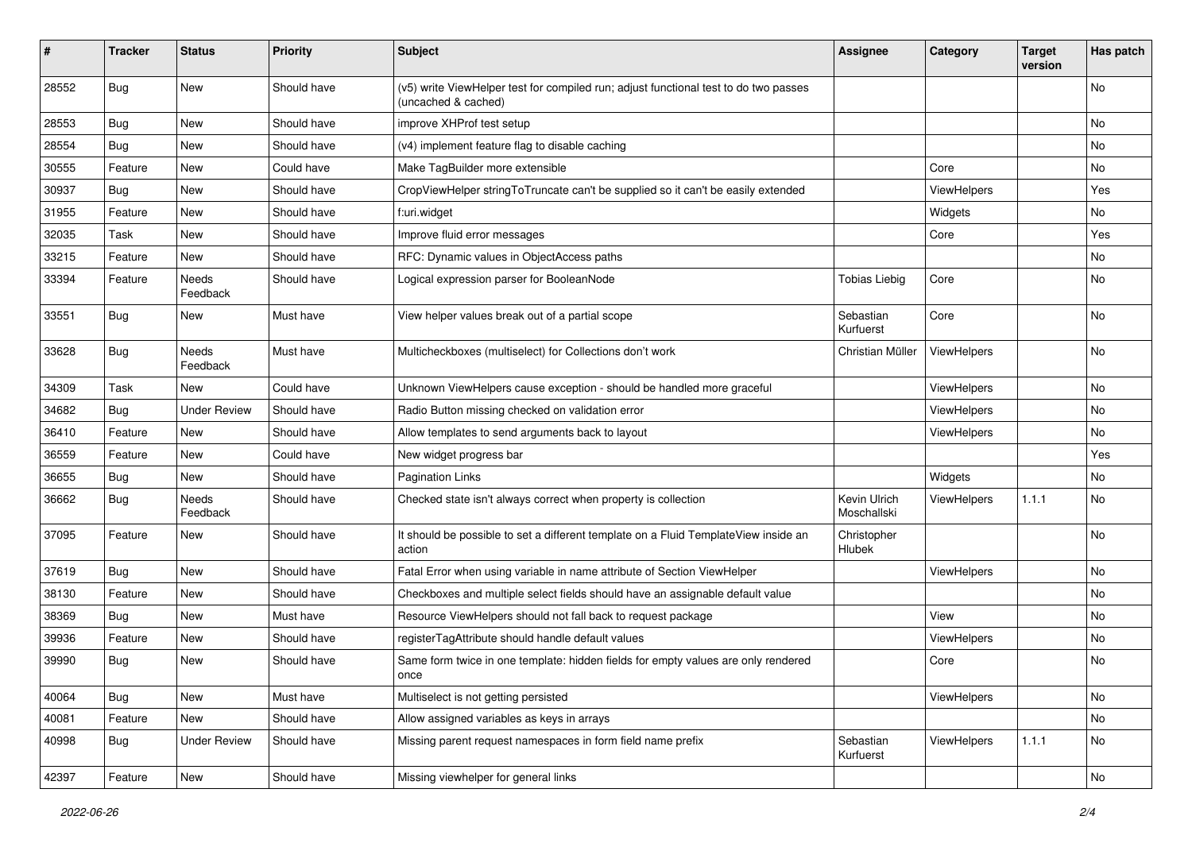| # | Tracker | Status | Priority | Subject | Assignee | Category | Target version | Has patch |
|---|---|---|---|---|---|---|---|---|
| 28552 | Bug | New | Should have | (v5) write ViewHelper test for compiled run; adjust functional test to do two passes (uncached & cached) | | | | No |
| 28553 | Bug | New | Should have | improve XHProf test setup | | | | No |
| 28554 | Bug | New | Should have | (v4) implement feature flag to disable caching | | | | No |
| 30555 | Feature | New | Could have | Make TagBuilder more extensible | | Core | | No |
| 30937 | Bug | New | Should have | CropViewHelper stringToTruncate can't be supplied so it can't be easily extended | | ViewHelpers | | Yes |
| 31955 | Feature | New | Should have | f:uri.widget | | Widgets | | No |
| 32035 | Task | New | Should have | Improve fluid error messages | | Core | | Yes |
| 33215 | Feature | New | Should have | RFC: Dynamic values in ObjectAccess paths | | | | No |
| 33394 | Feature | Needs Feedback | Should have | Logical expression parser for BooleanNode | Tobias Liebig | Core | | No |
| 33551 | Bug | New | Must have | View helper values break out of a partial scope | Sebastian Kurfuerst | Core | | No |
| 33628 | Bug | Needs Feedback | Must have | Multicheckboxes (multiselect) for Collections don't work | Christian Müller | ViewHelpers | | No |
| 34309 | Task | New | Could have | Unknown ViewHelpers cause exception - should be handled more graceful | | ViewHelpers | | No |
| 34682 | Bug | Under Review | Should have | Radio Button missing checked on validation error | | ViewHelpers | | No |
| 36410 | Feature | New | Should have | Allow templates to send arguments back to layout | | ViewHelpers | | No |
| 36559 | Feature | New | Could have | New widget progress bar | | | | Yes |
| 36655 | Bug | New | Should have | Pagination Links | | Widgets | | No |
| 36662 | Bug | Needs Feedback | Should have | Checked state isn't always correct when property is collection | Kevin Ulrich Moschallski | ViewHelpers | 1.1.1 | No |
| 37095 | Feature | New | Should have | It should be possible to set a different template on a Fluid TemplateView inside an action | Christopher Hlubek | | | No |
| 37619 | Bug | New | Should have | Fatal Error when using variable in name attribute of Section ViewHelper | | ViewHelpers | | No |
| 38130 | Feature | New | Should have | Checkboxes and multiple select fields should have an assignable default value | | | | No |
| 38369 | Bug | New | Must have | Resource ViewHelpers should not fall back to request package | | View | | No |
| 39936 | Feature | New | Should have | registerTagAttribute should handle default values | | ViewHelpers | | No |
| 39990 | Bug | New | Should have | Same form twice in one template: hidden fields for empty values are only rendered once | | Core | | No |
| 40064 | Bug | New | Must have | Multiselect is not getting persisted | | ViewHelpers | | No |
| 40081 | Feature | New | Should have | Allow assigned variables as keys in arrays | | | | No |
| 40998 | Bug | Under Review | Should have | Missing parent request namespaces in form field name prefix | Sebastian Kurfuerst | ViewHelpers | 1.1.1 | No |
| 42397 | Feature | New | Should have | Missing viewhelper for general links | | | | No |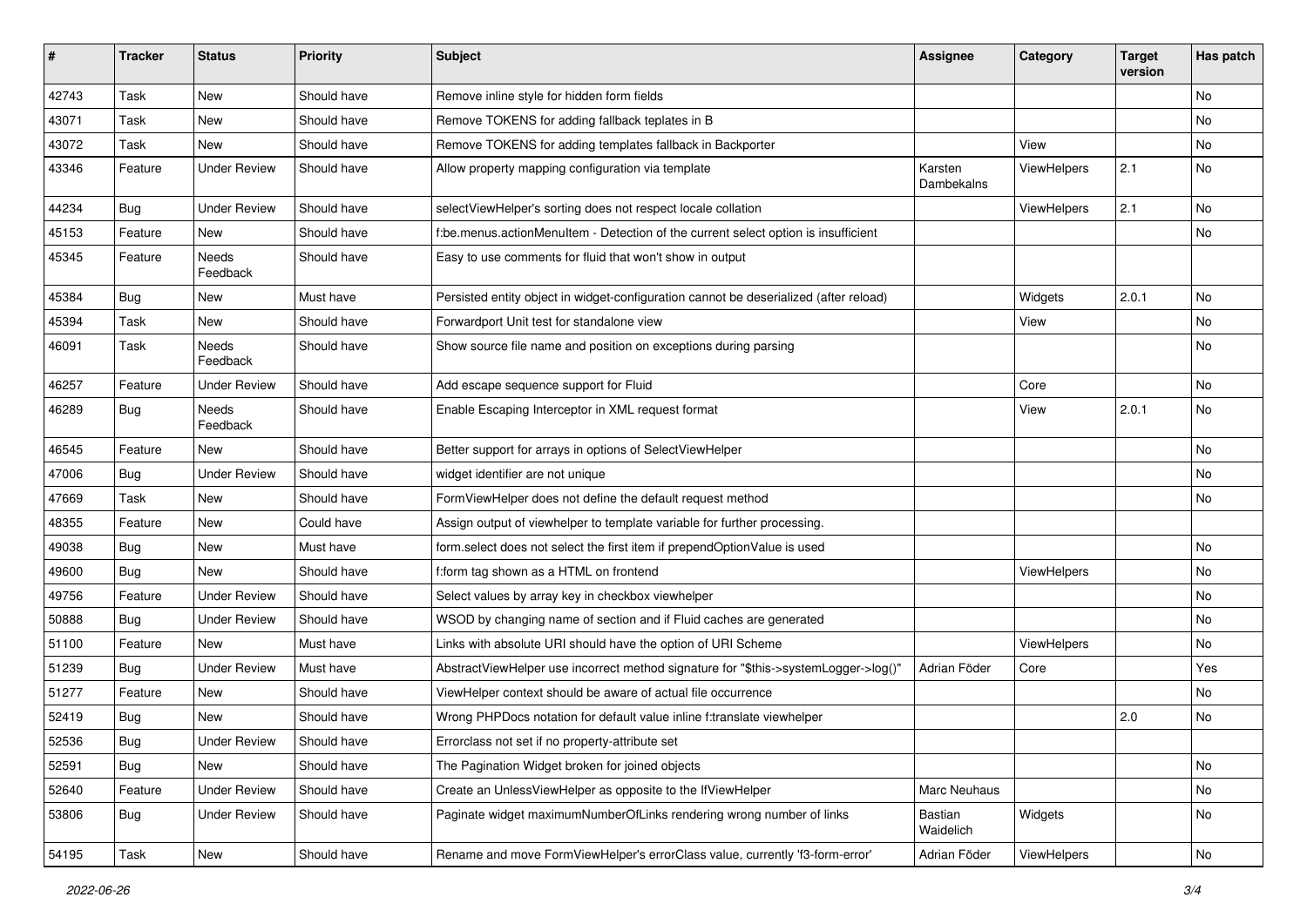| # | Tracker | Status | Priority | Subject | Assignee | Category | Target version | Has patch |
|---|---|---|---|---|---|---|---|---|
| 42743 | Task | New | Should have | Remove inline style for hidden form fields | | | | No |
| 43071 | Task | New | Should have | Remove TOKENS for adding fallback teplates in B | | | | No |
| 43072 | Task | New | Should have | Remove TOKENS for adding templates fallback in Backporter | | View | | No |
| 43346 | Feature | Under Review | Should have | Allow property mapping configuration via template | Karsten Dambekalns | ViewHelpers | 2.1 | No |
| 44234 | Bug | Under Review | Should have | selectViewHelper's sorting does not respect locale collation | | ViewHelpers | 2.1 | No |
| 45153 | Feature | New | Should have | f:be.menus.actionMenuItem - Detection of the current select option is insufficient | | | | No |
| 45345 | Feature | Needs Feedback | Should have | Easy to use comments for fluid that won't show in output | | | | |
| 45384 | Bug | New | Must have | Persisted entity object in widget-configuration cannot be deserialized (after reload) | | Widgets | 2.0.1 | No |
| 45394 | Task | New | Should have | Forwardport Unit test for standalone view | | View | | No |
| 46091 | Task | Needs Feedback | Should have | Show source file name and position on exceptions during parsing | | | | No |
| 46257 | Feature | Under Review | Should have | Add escape sequence support for Fluid | | Core | | No |
| 46289 | Bug | Needs Feedback | Should have | Enable Escaping Interceptor in XML request format | | View | 2.0.1 | No |
| 46545 | Feature | New | Should have | Better support for arrays in options of SelectViewHelper | | | | No |
| 47006 | Bug | Under Review | Should have | widget identifier are not unique | | | | No |
| 47669 | Task | New | Should have | FormViewHelper does not define the default request method | | | | No |
| 48355 | Feature | New | Could have | Assign output of viewhelper to template variable for further processing. | | | | |
| 49038 | Bug | New | Must have | form.select does not select the first item if prependOptionValue is used | | | | No |
| 49600 | Bug | New | Should have | f:form tag shown as a HTML on frontend | | ViewHelpers | | No |
| 49756 | Feature | Under Review | Should have | Select values by array key in checkbox viewhelper | | | | No |
| 50888 | Bug | Under Review | Should have | WSOD by changing name of section and if Fluid caches are generated | | | | No |
| 51100 | Feature | New | Must have | Links with absolute URI should have the option of URI Scheme | | ViewHelpers | | No |
| 51239 | Bug | Under Review | Must have | AbstractViewHelper use incorrect method signature for "$this->systemLogger->log()" | Adrian Föder | Core | | Yes |
| 51277 | Feature | New | Should have | ViewHelper context should be aware of actual file occurrence | | | | No |
| 52419 | Bug | New | Should have | Wrong PHPDocs notation for default value inline f:translate viewhelper | | | 2.0 | No |
| 52536 | Bug | Under Review | Should have | Errorclass not set if no property-attribute set | | | | |
| 52591 | Bug | New | Should have | The Pagination Widget broken for joined objects | | | | No |
| 52640 | Feature | Under Review | Should have | Create an UnlessViewHelper as opposite to the IfViewHelper | Marc Neuhaus | | | No |
| 53806 | Bug | Under Review | Should have | Paginate widget maximumNumberOfLinks rendering wrong number of links | Bastian Waidelich | Widgets | | No |
| 54195 | Task | New | Should have | Rename and move FormViewHelper's errorClass value, currently 'f3-form-error' | Adrian Föder | ViewHelpers | | No |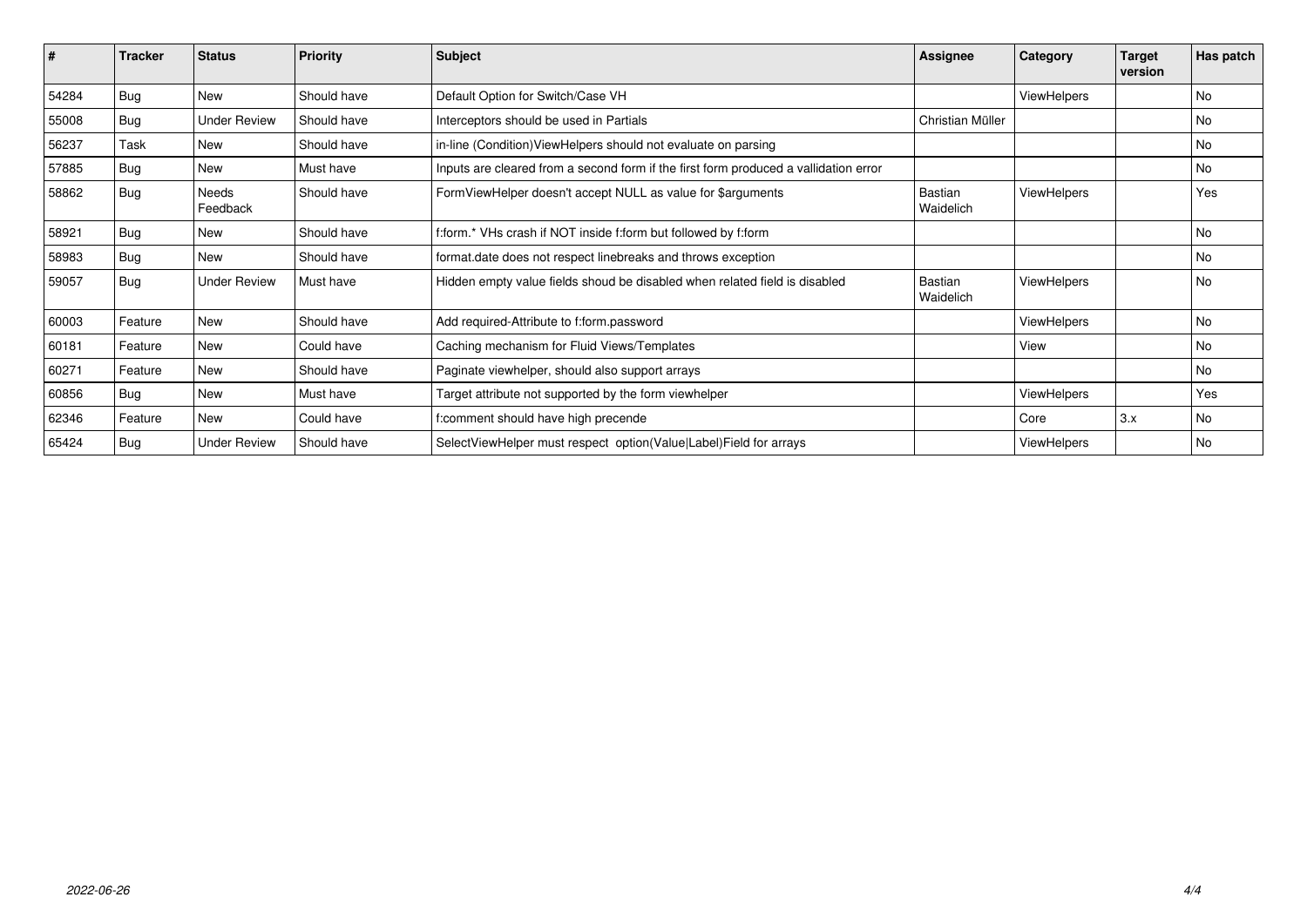| # | Tracker | Status | Priority | Subject | Assignee | Category | Target version | Has patch |
|---|---|---|---|---|---|---|---|---|
| 54284 | Bug | New | Should have | Default Option for Switch/Case VH | | ViewHelpers | | No |
| 55008 | Bug | Under Review | Should have | Interceptors should be used in Partials | Christian Müller | | | No |
| 56237 | Task | New | Should have | in-line (Condition)ViewHelpers should not evaluate on parsing | | | | No |
| 57885 | Bug | New | Must have | Inputs are cleared from a second form if the first form produced a vallidation error | | | | No |
| 58862 | Bug | Needs Feedback | Should have | FormViewHelper doesn't accept NULL as value for $arguments | Bastian Waidelich | ViewHelpers | | Yes |
| 58921 | Bug | New | Should have | f:form.* VHs crash if NOT inside f:form but followed by f:form | | | | No |
| 58983 | Bug | New | Should have | format.date does not respect linebreaks and throws exception | | | | No |
| 59057 | Bug | Under Review | Must have | Hidden empty value fields shoud be disabled when related field is disabled | Bastian Waidelich | ViewHelpers | | No |
| 60003 | Feature | New | Should have | Add required-Attribute to f:form.password | | ViewHelpers | | No |
| 60181 | Feature | New | Could have | Caching mechanism for Fluid Views/Templates | | View | | No |
| 60271 | Feature | New | Should have | Paginate viewhelper, should also support arrays | | | | No |
| 60856 | Bug | New | Must have | Target attribute not supported by the form viewhelper | | ViewHelpers | | Yes |
| 62346 | Feature | New | Could have | f:comment should have high precende | | Core | 3.x | No |
| 65424 | Bug | Under Review | Should have | SelectViewHelper must respect option(Value\|Label)Field for arrays | | ViewHelpers | | No |

2022-06-26